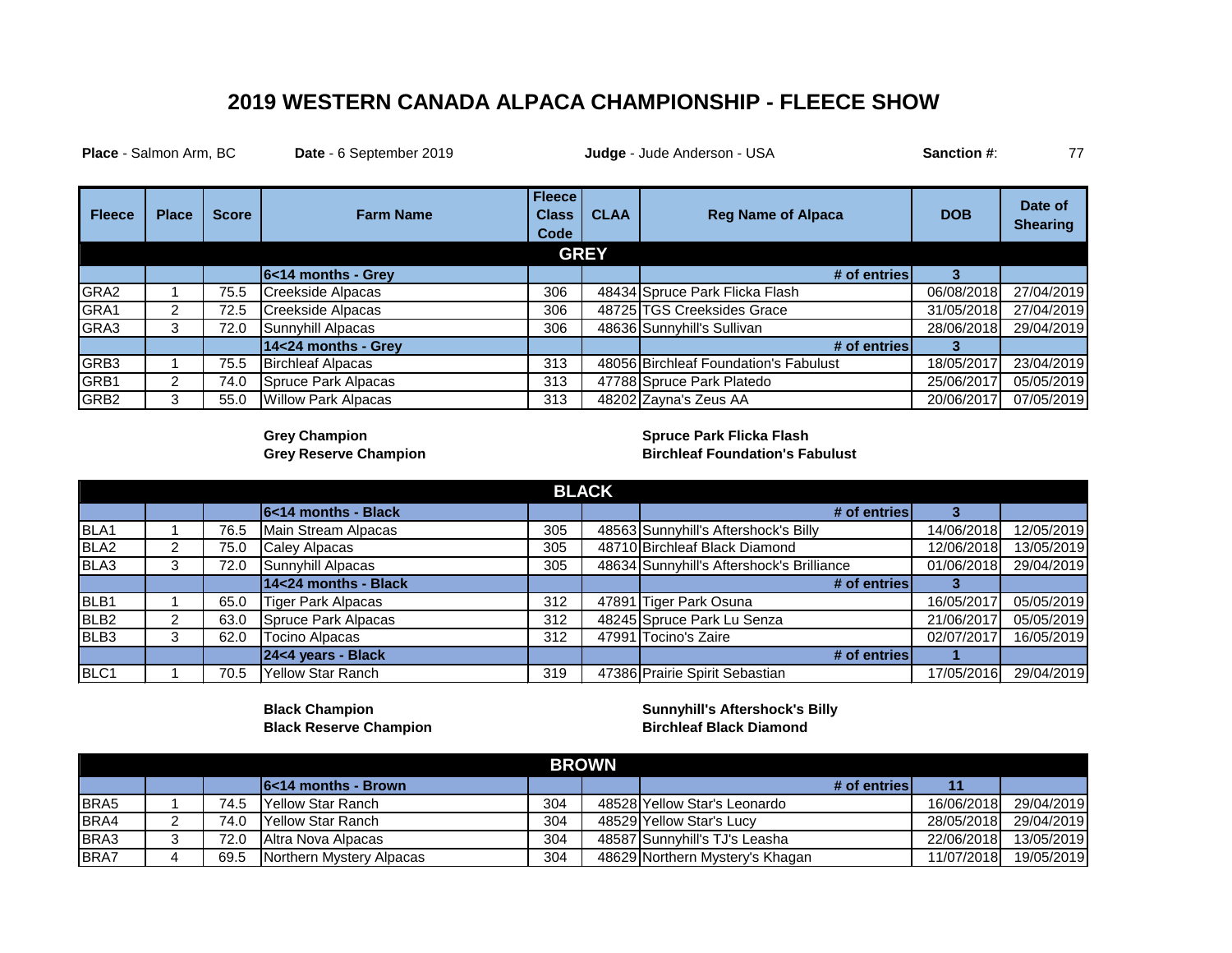# 2019 WESTERN CANADA ALPACA CHAMPIONSHIP - FLEECE SHOW

**Place** - Salmon Arm, BC **Date** - 6 September 2019 **Judge** - Jude Anderson - USA **Sanction #**: 77

| Fleece | Place | Score | Farm Name | Fleece Class Code | CLAA | Reg Name of Alpaca | DOB | Date of Shearing |
|---|---|---|---|---|---|---|---|---|
| **GREY** | | | | | | | | |
| | | | **6<14 months - Grey** | | | **# of entries** | **3** | |
| GRA2 | 1 | 75.5 | Creekside Alpacas | 306 | 48434 | Spruce Park Flicka Flash | 06/08/2018 | 27/04/2019 |
| GRA1 | 2 | 72.5 | Creekside Alpacas | 306 | 48725 | TGS Creeksides Grace | 31/05/2018 | 27/04/2019 |
| GRA3 | 3 | 72.0 | Sunnyhill Alpacas | 306 | 48636 | Sunnyhill's Sullivan | 28/06/2018 | 29/04/2019 |
| | | | **14<24 months - Grey** | | | **# of entries** | **3** | |
| GRB3 | 1 | 75.5 | Birchleaf Alpacas | 313 | 48056 | Birchleaf Foundation's Fabulust | 18/05/2017 | 23/04/2019 |
| GRB1 | 2 | 74.0 | Spruce Park Alpacas | 313 | 47788 | Spruce Park Platedo | 25/06/2017 | 05/05/2019 |
| GRB2 | 3 | 55.0 | Willow Park Alpacas | 313 | 48202 | Zayna's Zeus AA | 20/06/2017 | 07/05/2019 |

**Grey Champion** — **Spruce Park Flicka Flash**
**Grey Reserve Champion** — **Birchleaf Foundation's Fabulust**

| Fleece | Place | Score | Farm Name | Fleece Class Code | CLAA | Reg Name of Alpaca | DOB | Date of Shearing |
|---|---|---|---|---|---|---|---|---|
| **BLACK** | | | | | | | | |
| | | | **6<14 months - Black** | | | **# of entries** | **3** | |
| BLA1 | 1 | 76.5 | Main Stream Alpacas | 305 | 48563 | Sunnyhill's Aftershock's Billy | 14/06/2018 | 12/05/2019 |
| BLA2 | 2 | 75.0 | Caley Alpacas | 305 | 48710 | Birchleaf Black Diamond | 12/06/2018 | 13/05/2019 |
| BLA3 | 3 | 72.0 | Sunnyhill Alpacas | 305 | 48634 | Sunnyhill's Aftershock's Brilliance | 01/06/2018 | 29/04/2019 |
| | | | **14<24 months - Black** | | | **# of entries** | **3** | |
| BLB1 | 1 | 65.0 | Tiger Park Alpacas | 312 | 47891 | Tiger Park Osuna | 16/05/2017 | 05/05/2019 |
| BLB2 | 2 | 63.0 | Spruce Park Alpacas | 312 | 48245 | Spruce Park Lu Senza | 21/06/2017 | 05/05/2019 |
| BLB3 | 3 | 62.0 | Tocino Alpacas | 312 | 47991 | Tocino's Zaire | 02/07/2017 | 16/05/2019 |
| | | | **24<4 years - Black** | | | **# of entries** | **1** | |
| BLC1 | 1 | 70.5 | Yellow Star Ranch | 319 | 47386 | Prairie Spirit Sebastian | 17/05/2016 | 29/04/2019 |

**Black Champion** — **Sunnyhill's Aftershock's Billy**
**Black Reserve Champion** — **Birchleaf Black Diamond**

| Fleece | Place | Score | Farm Name | Fleece Class Code | CLAA | Reg Name of Alpaca | DOB | Date of Shearing |
|---|---|---|---|---|---|---|---|---|
| **BROWN** | | | | | | | | |
| | | | **6<14 months - Brown** | | | **# of entries** | **11** | |
| BRA5 | 1 | 74.5 | Yellow Star Ranch | 304 | 48528 | Yellow Star's Leonardo | 16/06/2018 | 29/04/2019 |
| BRA4 | 2 | 74.0 | Yellow Star Ranch | 304 | 48529 | Yellow Star's Lucy | 28/05/2018 | 29/04/2019 |
| BRA3 | 3 | 72.0 | Altra Nova Alpacas | 304 | 48587 | Sunnyhill's TJ's Leasha | 22/06/2018 | 13/05/2019 |
| BRA7 | 4 | 69.5 | Northern Mystery Alpacas | 304 | 48629 | Northern Mystery's Khagan | 11/07/2018 | 19/05/2019 |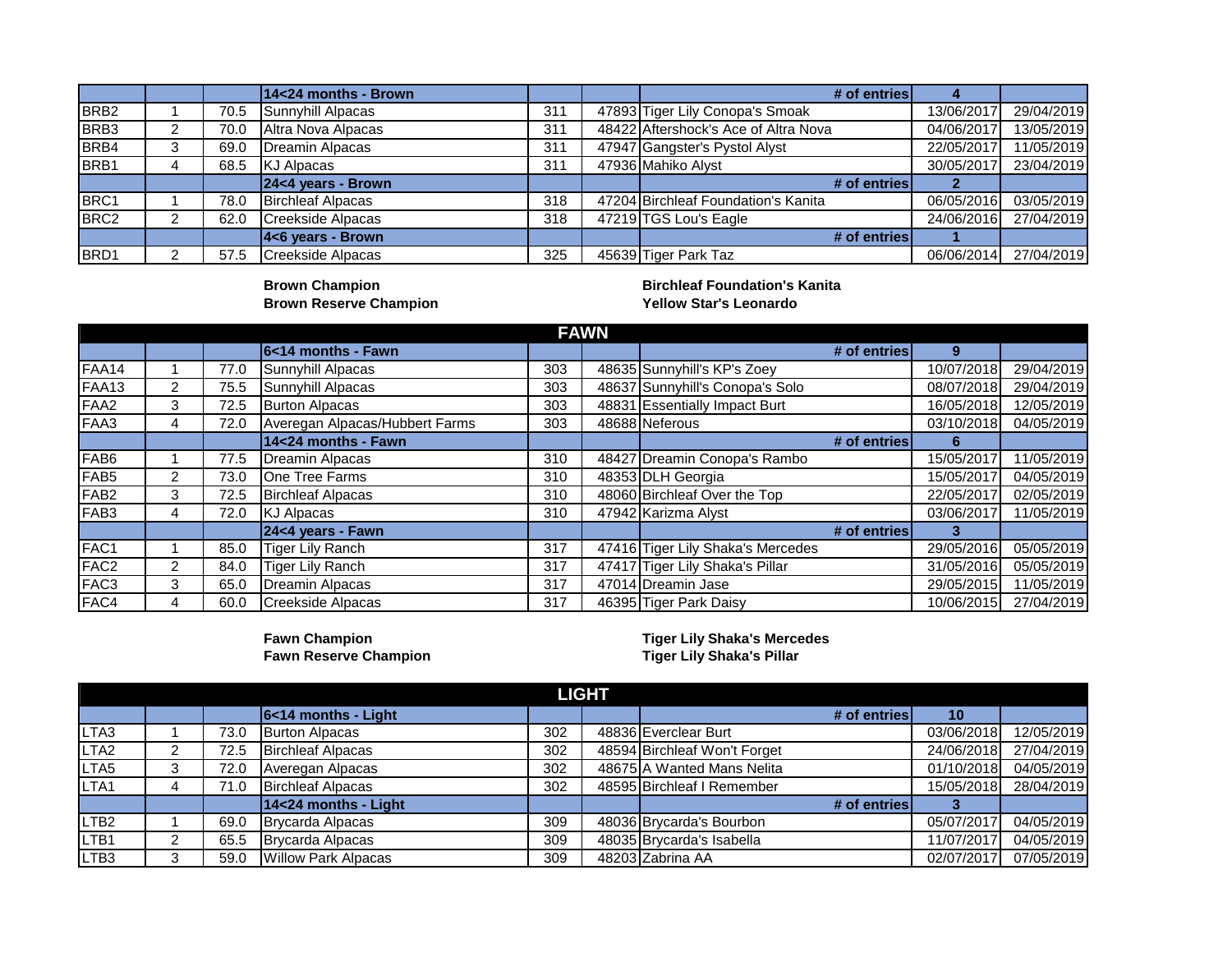|  |  |  | 14<24 months - Brown |  |  | # of entries | 4 |  |
|---|---|---|---|---|---|---|---|---|
| BRB2 | 1 | 70.5 | Sunnyhill Alpacas | 311 | 47893 | Tiger Lily Conopa's Smoak | 13/06/2017 | 29/04/2019 |
| BRB3 | 2 | 70.0 | Altra Nova Alpacas | 311 | 48422 | Aftershock's Ace of Altra Nova | 04/06/2017 | 13/05/2019 |
| BRB4 | 3 | 69.0 | Dreamin Alpacas | 311 | 47947 | Gangster's Pystol Alyst | 22/05/2017 | 11/05/2019 |
| BRB1 | 4 | 68.5 | KJ Alpacas | 311 | 47936 | Mahiko Alyst | 30/05/2017 | 23/04/2019 |
|  |  |  | 24<4 years - Brown |  |  | # of entries | 2 |  |
| BRC1 | 1 | 78.0 | Birchleaf Alpacas | 318 | 47204 | Birchleaf Foundation's Kanita | 06/05/2016 | 03/05/2019 |
| BRC2 | 2 | 62.0 | Creekside Alpacas | 318 | 47219 | TGS Lou's Eagle | 24/06/2016 | 27/04/2019 |
|  |  |  | 4<6 years - Brown |  |  | # of entries | 1 |  |
| BRD1 | 2 | 57.5 | Creekside Alpacas | 325 | 45639 | Tiger Park Taz | 06/06/2014 | 27/04/2019 |

**Brown Champion** — **Birchleaf Foundation's Kanita**

**Brown Reserve Champion** — **Yellow Star's Leonardo**

## FAWN

|  |  |  | 6<14 months - Fawn |  |  | # of entries | 9 |  |
|---|---|---|---|---|---|---|---|---|
| FAA14 | 1 | 77.0 | Sunnyhill Alpacas | 303 | 48635 | Sunnyhill's KP's Zoey | 10/07/2018 | 29/04/2019 |
| FAA13 | 2 | 75.5 | Sunnyhill Alpacas | 303 | 48637 | Sunnyhill's Conopa's Solo | 08/07/2018 | 29/04/2019 |
| FAA2 | 3 | 72.5 | Burton Alpacas | 303 | 48831 | Essentially Impact Burt | 16/05/2018 | 12/05/2019 |
| FAA3 | 4 | 72.0 | Averegan Alpacas/Hubbert Farms | 303 | 48688 | Neferous | 03/10/2018 | 04/05/2019 |
|  |  |  | 14<24 months - Fawn |  |  | # of entries | 6 |  |
| FAB6 | 1 | 77.5 | Dreamin Alpacas | 310 | 48427 | Dreamin Conopa's Rambo | 15/05/2017 | 11/05/2019 |
| FAB5 | 2 | 73.0 | One Tree Farms | 310 | 48353 | DLH Georgia | 15/05/2017 | 04/05/2019 |
| FAB2 | 3 | 72.5 | Birchleaf Alpacas | 310 | 48060 | Birchleaf Over the Top | 22/05/2017 | 02/05/2019 |
| FAB3 | 4 | 72.0 | KJ Alpacas | 310 | 47942 | Karizma Alyst | 03/06/2017 | 11/05/2019 |
|  |  |  | 24<4 years - Fawn |  |  | # of entries | 3 |  |
| FAC1 | 1 | 85.0 | Tiger Lily Ranch | 317 | 47416 | Tiger Lily Shaka's Mercedes | 29/05/2016 | 05/05/2019 |
| FAC2 | 2 | 84.0 | Tiger Lily Ranch | 317 | 47417 | Tiger Lily Shaka's Pillar | 31/05/2016 | 05/05/2019 |
| FAC3 | 3 | 65.0 | Dreamin Alpacas | 317 | 47014 | Dreamin Jase | 29/05/2015 | 11/05/2019 |
| FAC4 | 4 | 60.0 | Creekside Alpacas | 317 | 46395 | Tiger Park Daisy | 10/06/2015 | 27/04/2019 |

**Fawn Champion** — **Tiger Lily Shaka's Mercedes**

**Fawn Reserve Champion** — **Tiger Lily Shaka's Pillar**

## LIGHT

|  |  |  | 6<14 months - Light |  |  | # of entries | 10 |  |
|---|---|---|---|---|---|---|---|---|
| LTA3 | 1 | 73.0 | Burton Alpacas | 302 | 48836 | Everclear Burt | 03/06/2018 | 12/05/2019 |
| LTA2 | 2 | 72.5 | Birchleaf Alpacas | 302 | 48594 | Birchleaf Won't Forget | 24/06/2018 | 27/04/2019 |
| LTA5 | 3 | 72.0 | Averegan Alpacas | 302 | 48675 | A Wanted Mans Nelita | 01/10/2018 | 04/05/2019 |
| LTA1 | 4 | 71.0 | Birchleaf Alpacas | 302 | 48595 | Birchleaf I Remember | 15/05/2018 | 28/04/2019 |
|  |  |  | 14<24 months - Light |  |  | # of entries | 3 |  |
| LTB2 | 1 | 69.0 | Brycarda Alpacas | 309 | 48036 | Brycarda's Bourbon | 05/07/2017 | 04/05/2019 |
| LTB1 | 2 | 65.5 | Brycarda Alpacas | 309 | 48035 | Brycarda's Isabella | 11/07/2017 | 04/05/2019 |
| LTB3 | 3 | 59.0 | Willow Park Alpacas | 309 | 48203 | Zabrina AA | 02/07/2017 | 07/05/2019 |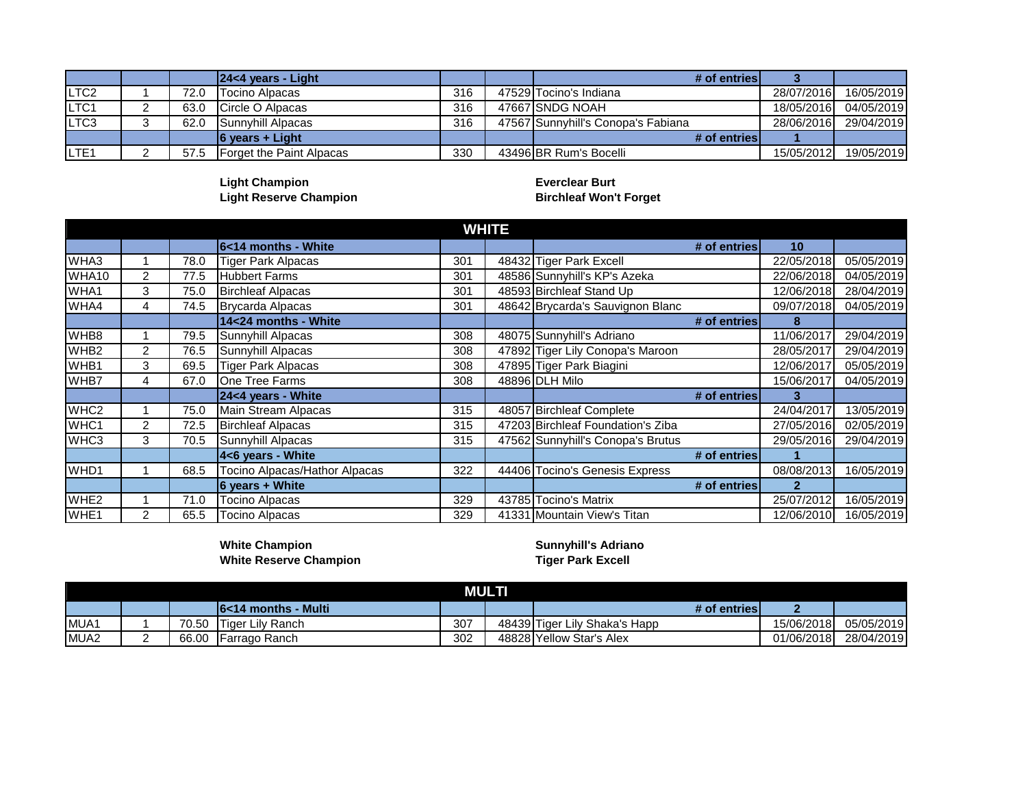| | | | 24<4 years - Light | | | # of entries | 3 | |
|---|---|---|---|---|---|---|---|---|
| LTC2 | 1 | 72.0 | Tocino Alpacas | 316 | 47529 | Tocino's Indiana | 28/07/2016 | 16/05/2019 |
| LTC1 | 2 | 63.0 | Circle O Alpacas | 316 | 47667 | SNDG NOAH | 18/05/2016 | 04/05/2019 |
| LTC3 | 3 | 62.0 | Sunnyhill Alpacas | 316 | 47567 | Sunnyhill's Conopa's Fabiana | 28/06/2016 | 29/04/2019 |
| | | | 6 years + Light | | | # of entries | 1 | |
| LTE1 | 2 | 57.5 | Forget the Paint Alpacas | 330 | 43496 | BR Rum's Bocelli | 15/05/2012 | 19/05/2019 |

**Light Champion** — **Everclear Burt**
**Light Reserve Champion** — **Birchleaf Won't Forget**

## WHITE

| | | | 6<14 months - White | | | # of entries | 10 | |
|---|---|---|---|---|---|---|---|---|
| WHA3 | 1 | 78.0 | Tiger Park Alpacas | 301 | 48432 | Tiger Park Excell | 22/05/2018 | 05/05/2019 |
| WHA10 | 2 | 77.5 | Hubbert Farms | 301 | 48586 | Sunnyhill's KP's Azeka | 22/06/2018 | 04/05/2019 |
| WHA1 | 3 | 75.0 | Birchleaf Alpacas | 301 | 48593 | Birchleaf Stand Up | 12/06/2018 | 28/04/2019 |
| WHA4 | 4 | 74.5 | Brycarda Alpacas | 301 | 48642 | Brycarda's Sauvignon Blanc | 09/07/2018 | 04/05/2019 |
| | | | 14<24 months - White | | | # of entries | 8 | |
| WHB8 | 1 | 79.5 | Sunnyhill Alpacas | 308 | 48075 | Sunnyhill's Adriano | 11/06/2017 | 29/04/2019 |
| WHB2 | 2 | 76.5 | Sunnyhill Alpacas | 308 | 47892 | Tiger Lily Conopa's Maroon | 28/05/2017 | 29/04/2019 |
| WHB1 | 3 | 69.5 | Tiger Park Alpacas | 308 | 47895 | Tiger Park Biagini | 12/06/2017 | 05/05/2019 |
| WHB7 | 4 | 67.0 | One Tree Farms | 308 | 48896 | DLH Milo | 15/06/2017 | 04/05/2019 |
| | | | 24<4 years - White | | | # of entries | 3 | |
| WHC2 | 1 | 75.0 | Main Stream Alpacas | 315 | 48057 | Birchleaf Complete | 24/04/2017 | 13/05/2019 |
| WHC1 | 2 | 72.5 | Birchleaf Alpacas | 315 | 47203 | Birchleaf Foundation's Ziba | 27/05/2016 | 02/05/2019 |
| WHC3 | 3 | 70.5 | Sunnyhill Alpacas | 315 | 47562 | Sunnyhill's Conopa's Brutus | 29/05/2016 | 29/04/2019 |
| | | | 4<6 years - White | | | # of entries | 1 | |
| WHD1 | 1 | 68.5 | Tocino Alpacas/Hathor Alpacas | 322 | 44406 | Tocino's Genesis Express | 08/08/2013 | 16/05/2019 |
| | | | 6 years + White | | | # of entries | 2 | |
| WHE2 | 1 | 71.0 | Tocino Alpacas | 329 | 43785 | Tocino's Matrix | 25/07/2012 | 16/05/2019 |
| WHE1 | 2 | 65.5 | Tocino Alpacas | 329 | 41331 | Mountain View's Titan | 12/06/2010 | 16/05/2019 |

**White Champion** — **Sunnyhill's Adriano**
**White Reserve Champion** — **Tiger Park Excell**

## MULTI

| | | | 6<14 months - Multi | | | # of entries | 2 | |
|---|---|---|---|---|---|---|---|---|
| MUA1 | 1 | 70.50 | Tiger Lily Ranch | 307 | 48439 | Tiger Lily Shaka's Happ | 15/06/2018 | 05/05/2019 |
| MUA2 | 2 | 66.00 | Farrago Ranch | 302 | 48828 | Yellow Star's Alex | 01/06/2018 | 28/04/2019 |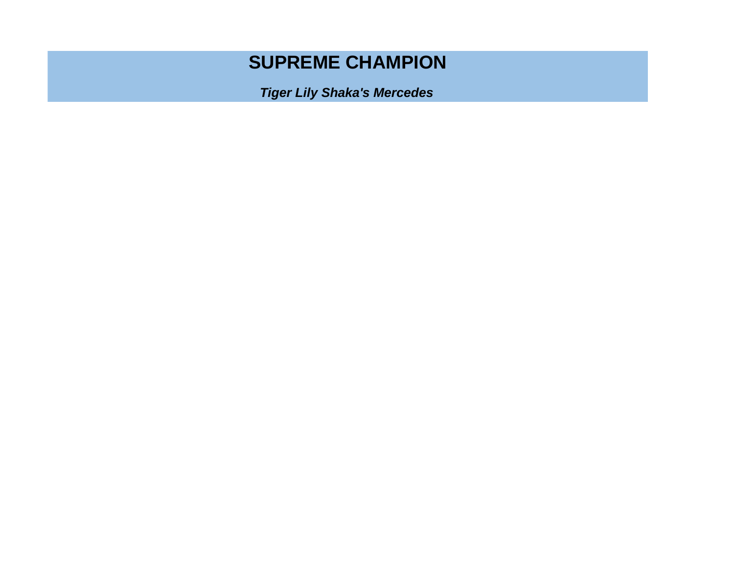## SUPREME CHAMPION

***Tiger Lily Shaka's Mercedes***